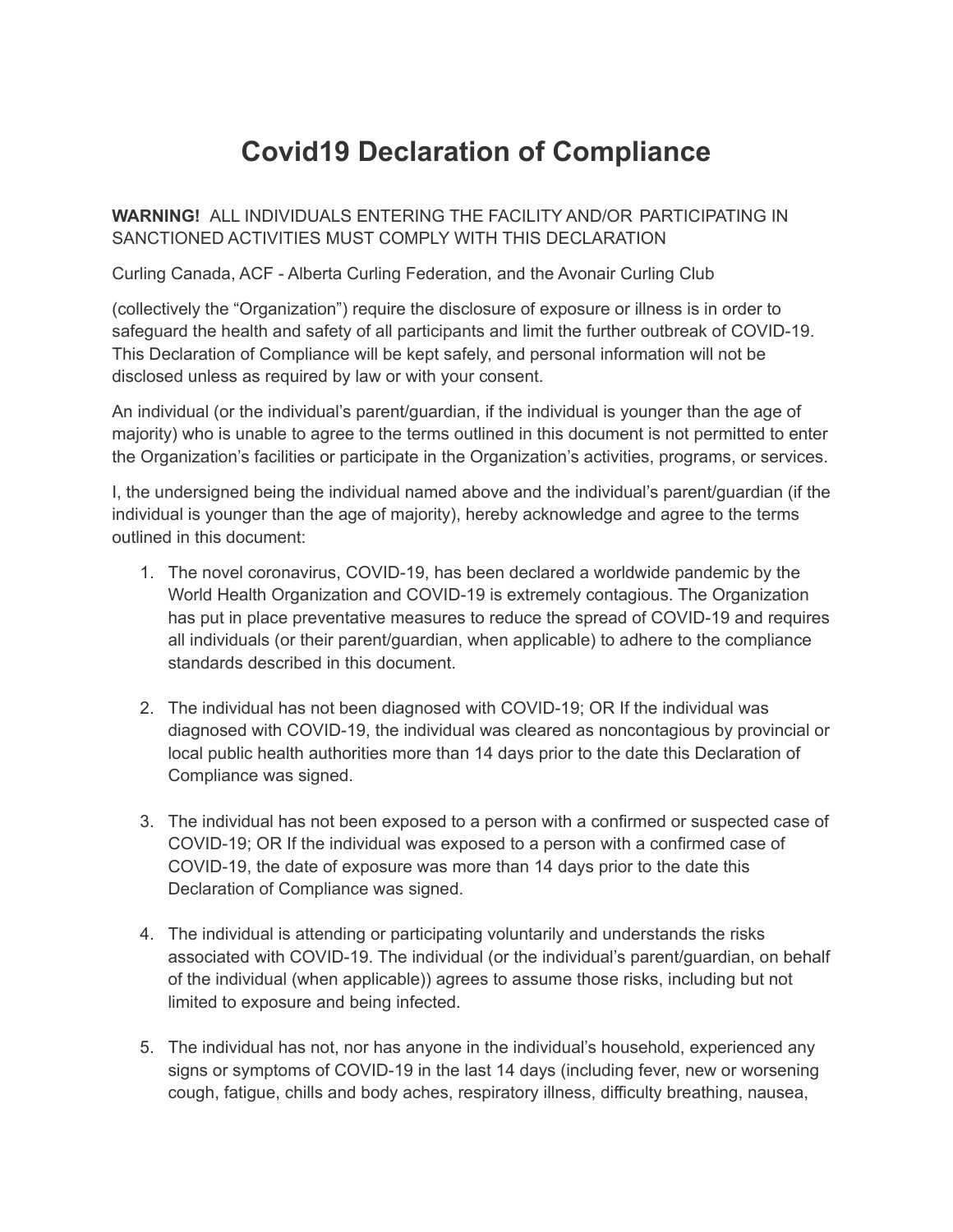# Covid19 Declaration of Compliance

**WARNING!** ALL INDIVIDUALS ENTERING THE FACILITY AND/OR PARTICIPATING IN SANCTIONED ACTIVITIES MUST COMPLY WITH THIS DECLARATION

Curling Canada, ACF - Alberta Curling Federation, and the Avonair Curling Club

(collectively the "Organization") require the disclosure of exposure or illness is in order to safeguard the health and safety of all participants and limit the further outbreak of COVID-19. This Declaration of Compliance will be kept safely, and personal information will not be disclosed unless as required by law or with your consent.

An individual (or the individual's parent/guardian, if the individual is younger than the age of majority) who is unable to agree to the terms outlined in this document is not permitted to enter the Organization's facilities or participate in the Organization's activities, programs, or services.

I, the undersigned being the individual named above and the individual's parent/guardian (if the individual is younger than the age of majority), hereby acknowledge and agree to the terms outlined in this document:

1. The novel coronavirus, COVID-19, has been declared a worldwide pandemic by the World Health Organization and COVID-19 is extremely contagious. The Organization has put in place preventative measures to reduce the spread of COVID-19 and requires all individuals (or their parent/guardian, when applicable) to adhere to the compliance standards described in this document.

2. The individual has not been diagnosed with COVID-19; OR If the individual was diagnosed with COVID-19, the individual was cleared as noncontagious by provincial or local public health authorities more than 14 days prior to the date this Declaration of Compliance was signed.

3. The individual has not been exposed to a person with a confirmed or suspected case of COVID-19; OR If the individual was exposed to a person with a confirmed case of COVID-19, the date of exposure was more than 14 days prior to the date this Declaration of Compliance was signed.

4. The individual is attending or participating voluntarily and understands the risks associated with COVID-19. The individual (or the individual's parent/guardian, on behalf of the individual (when applicable)) agrees to assume those risks, including but not limited to exposure and being infected.

5. The individual has not, nor has anyone in the individual's household, experienced any signs or symptoms of COVID-19 in the last 14 days (including fever, new or worsening cough, fatigue, chills and body aches, respiratory illness, difficulty breathing, nausea,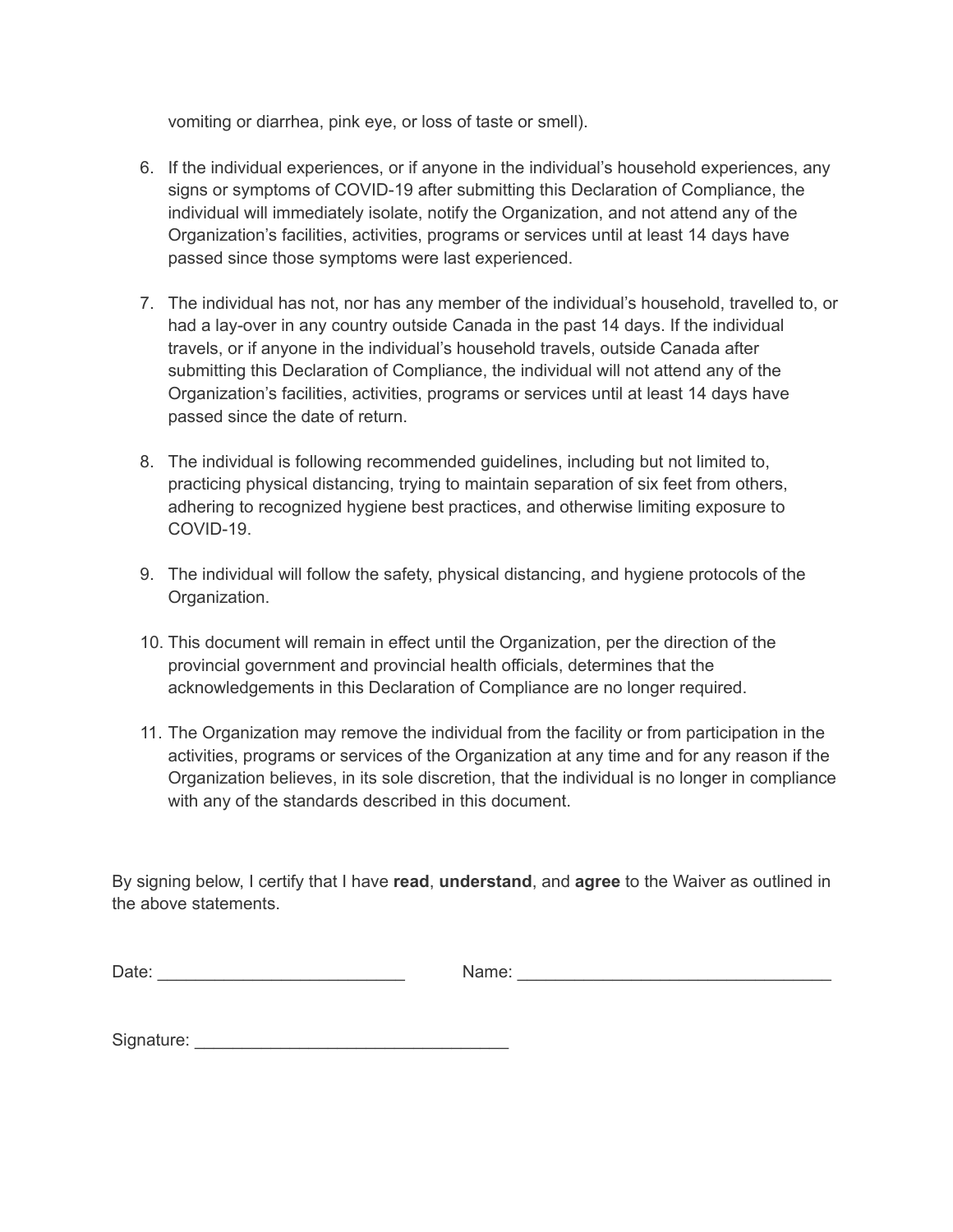vomiting or diarrhea, pink eye, or loss of taste or smell).

6. If the individual experiences, or if anyone in the individual's household experiences, any signs or symptoms of COVID-19 after submitting this Declaration of Compliance, the individual will immediately isolate, notify the Organization, and not attend any of the Organization's facilities, activities, programs or services until at least 14 days have passed since those symptoms were last experienced.

7. The individual has not, nor has any member of the individual's household, travelled to, or had a lay-over in any country outside Canada in the past 14 days. If the individual travels, or if anyone in the individual's household travels, outside Canada after submitting this Declaration of Compliance, the individual will not attend any of the Organization's facilities, activities, programs or services until at least 14 days have passed since the date of return.

8. The individual is following recommended guidelines, including but not limited to, practicing physical distancing, trying to maintain separation of six feet from others, adhering to recognized hygiene best practices, and otherwise limiting exposure to COVID-19.

9. The individual will follow the safety, physical distancing, and hygiene protocols of the Organization.

10. This document will remain in effect until the Organization, per the direction of the provincial government and provincial health officials, determines that the acknowledgements in this Declaration of Compliance are no longer required.

11. The Organization may remove the individual from the facility or from participation in the activities, programs or services of the Organization at any time and for any reason if the Organization believes, in its sole discretion, that the individual is no longer in compliance with any of the standards described in this document.

By signing below, I certify that I have **read**, **understand**, and **agree** to the Waiver as outlined in the above statements.

Date: __________________________ Name: _________________________________

Signature: _________________________________